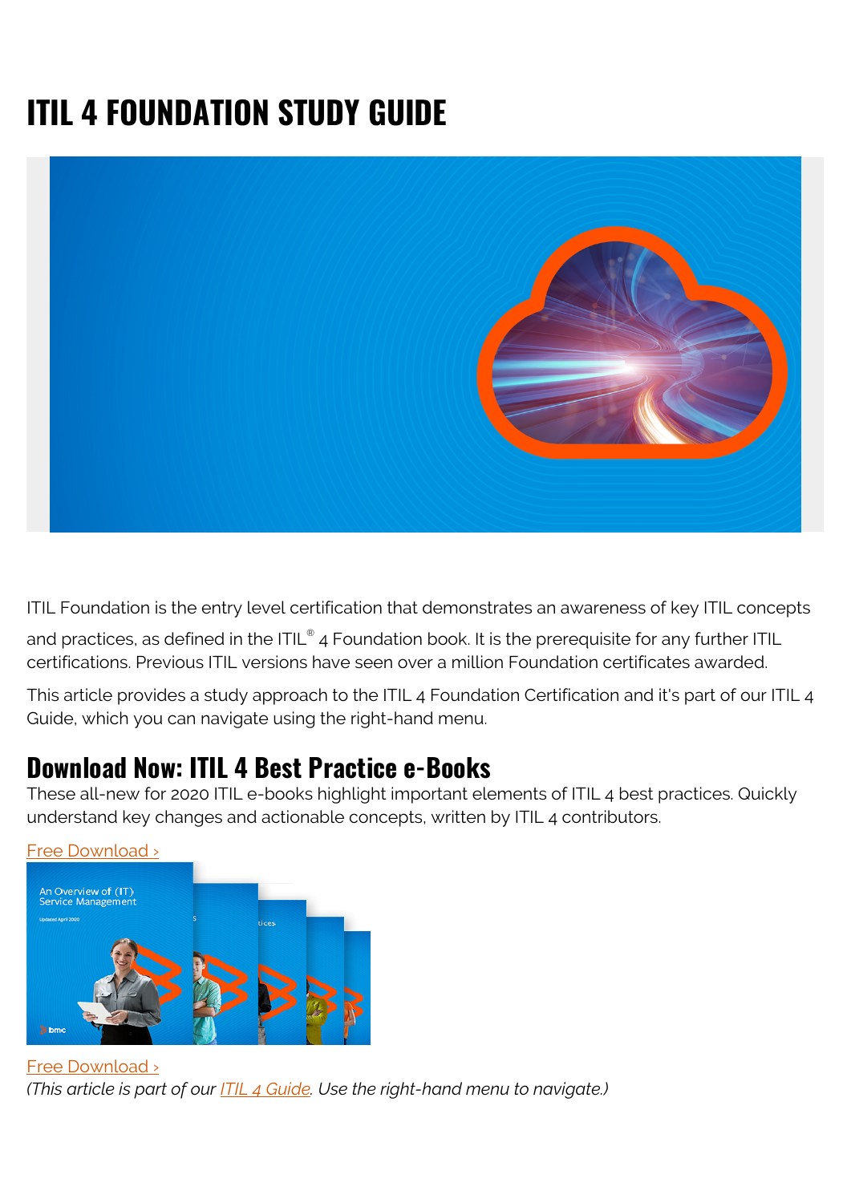# ITIL 4 FOUNDATION STUDY GUIDE

ITIL Foundation is the entry level certification that demonstrates an awareness of key ITIL concepts and practices, as defined in the ITIL® 4 Foundation book. It is the prerequisite for any further ITIL certifications. Previous ITIL versions have seen over a million Foundation certificates awarded.

This article provides a study approach to the ITIL 4 Foundation Certification and it's part of our ITIL 4 Guide, which you can navigate using the right-hand menu.

## Download Now: ITIL 4 Best Practice e-Books

These all-new for 2020 ITIL e-books highlight important elements of ITIL 4 best practices. Quickly understand key changes and actionable concepts, written by ITIL 4 contributors.

Free Download ›

Free Download ›

*(This article is part of our ITIL 4 Guide. Use the right-hand menu to navigate.)*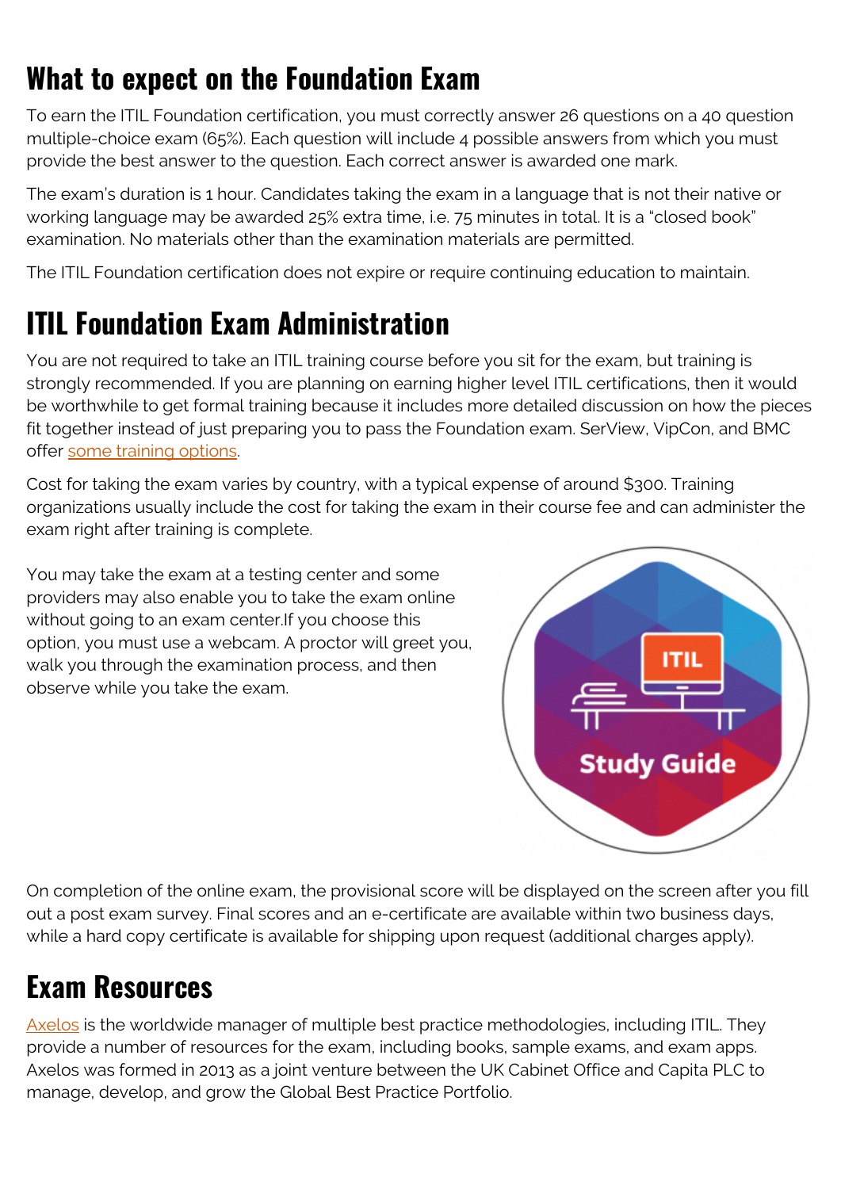## What to expect on the Foundation Exam

To earn the ITIL Foundation certification, you must correctly answer 26 questions on a 40 question multiple-choice exam (65%). Each question will include 4 possible answers from which you must provide the best answer to the question. Each correct answer is awarded one mark.

The exam's duration is 1 hour. Candidates taking the exam in a language that is not their native or working language may be awarded 25% extra time, i.e. 75 minutes in total. It is a "closed book" examination. No materials other than the examination materials are permitted.

The ITIL Foundation certification does not expire or require continuing education to maintain.

## ITIL Foundation Exam Administration

You are not required to take an ITIL training course before you sit for the exam, but training is strongly recommended. If you are planning on earning higher level ITIL certifications, then it would be worthwhile to get formal training because it includes more detailed discussion on how the pieces fit together instead of just preparing you to pass the Foundation exam. SerView, VipCon, and BMC offer some training options.

Cost for taking the exam varies by country, with a typical expense of around $300. Training organizations usually include the cost for taking the exam in their course fee and can administer the exam right after training is complete.

You may take the exam at a testing center and some providers may also enable you to take the exam online without going to an exam center.If you choose this option, you must use a webcam. A proctor will greet you, walk you through the examination process, and then observe while you take the exam.

On completion of the online exam, the provisional score will be displayed on the screen after you fill out a post exam survey. Final scores and an e-certificate are available within two business days, while a hard copy certificate is available for shipping upon request (additional charges apply).

## Exam Resources

Axelos is the worldwide manager of multiple best practice methodologies, including ITIL. They provide a number of resources for the exam, including books, sample exams, and exam apps. Axelos was formed in 2013 as a joint venture between the UK Cabinet Office and Capita PLC to manage, develop, and grow the Global Best Practice Portfolio.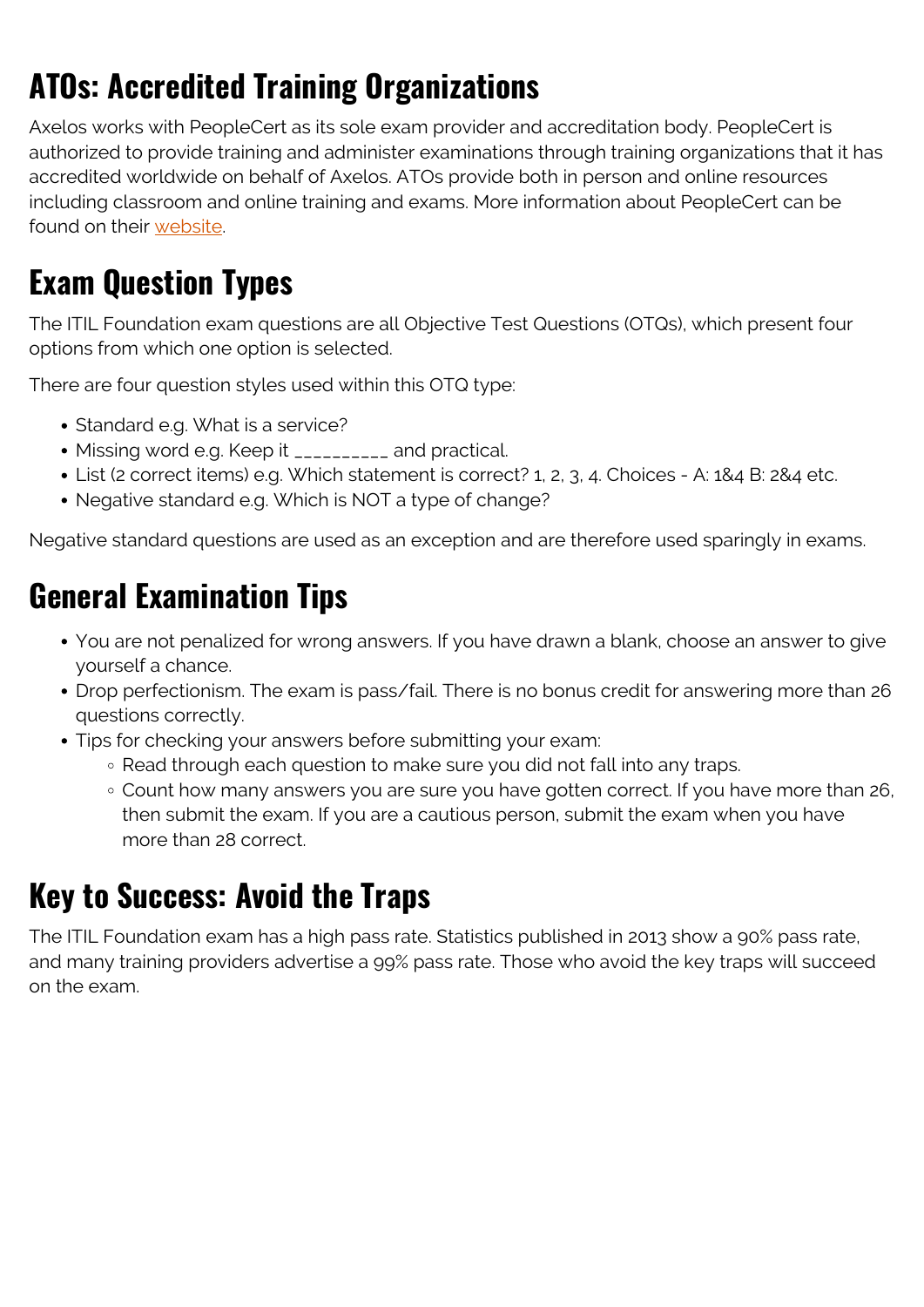## ATOs: Accredited Training Organizations

Axelos works with PeopleCert as its sole exam provider and accreditation body. PeopleCert is authorized to provide training and administer examinations through training organizations that it has accredited worldwide on behalf of Axelos. ATOs provide both in person and online resources including classroom and online training and exams. More information about PeopleCert can be found on their website.

## Exam Question Types

The ITIL Foundation exam questions are all Objective Test Questions (OTQs), which present four options from which one option is selected.

There are four question styles used within this OTQ type:

- Standard e.g. What is a service?
- Missing word e.g. Keep it __________ and practical.
- List (2 correct items) e.g. Which statement is correct? 1, 2, 3, 4. Choices - A: 1&4 B: 2&4 etc.
- Negative standard e.g. Which is NOT a type of change?

Negative standard questions are used as an exception and are therefore used sparingly in exams.

## General Examination Tips

- You are not penalized for wrong answers. If you have drawn a blank, choose an answer to give yourself a chance.
- Drop perfectionism. The exam is pass/fail. There is no bonus credit for answering more than 26 questions correctly.
- Tips for checking your answers before submitting your exam:
  - Read through each question to make sure you did not fall into any traps.
  - Count how many answers you are sure you have gotten correct. If you have more than 26, then submit the exam. If you are a cautious person, submit the exam when you have more than 28 correct.

## Key to Success: Avoid the Traps

The ITIL Foundation exam has a high pass rate. Statistics published in 2013 show a 90% pass rate, and many training providers advertise a 99% pass rate. Those who avoid the key traps will succeed on the exam.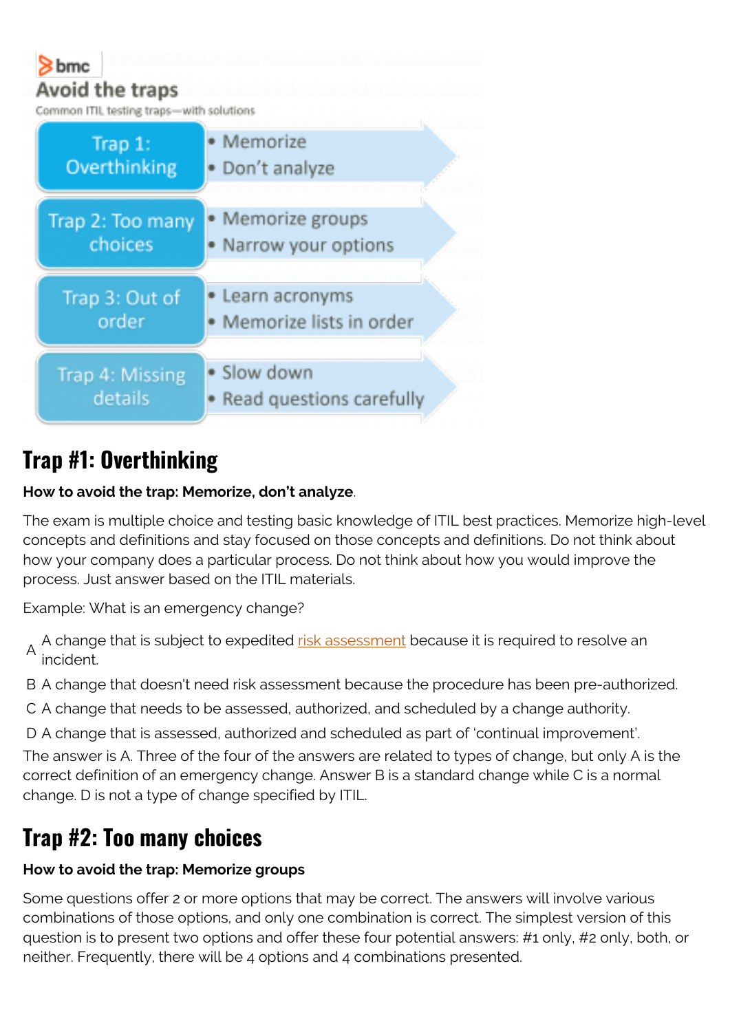bmc

**Avoid the traps**

Common ITIL testing traps—with solutions

| Trap | Solution |
| --- | --- |
| Trap 1: Overthinking | • Memorize<br>• Don't analyze |
| Trap 2: Too many choices | • Memorize groups<br>• Narrow your options |
| Trap 3: Out of order | • Learn acronyms<br>• Memorize lists in order |
| Trap 4: Missing details | • Slow down<br>• Read questions carefully |

## Trap #1: Overthinking

**How to avoid the trap: Memorize, don't analyze**.

The exam is multiple choice and testing basic knowledge of ITIL best practices. Memorize high-level concepts and definitions and stay focused on those concepts and definitions. Do not think about how your company does a particular process. Do not think about how you would improve the process. Just answer based on the ITIL materials.

Example: What is an emergency change?

- A A change that is subject to expedited risk assessment because it is required to resolve an incident.
- B A change that doesn't need risk assessment because the procedure has been pre-authorized.
- C A change that needs to be assessed, authorized, and scheduled by a change authority.
- D A change that is assessed, authorized and scheduled as part of 'continual improvement'.

The answer is A. Three of the four of the answers are related to types of change, but only A is the correct definition of an emergency change. Answer B is a standard change while C is a normal change. D is not a type of change specified by ITIL.

## Trap #2: Too many choices

**How to avoid the trap: Memorize groups**

Some questions offer 2 or more options that may be correct. The answers will involve various combinations of those options, and only one combination is correct. The simplest version of this question is to present two options and offer these four potential answers: #1 only, #2 only, both, or neither. Frequently, there will be 4 options and 4 combinations presented.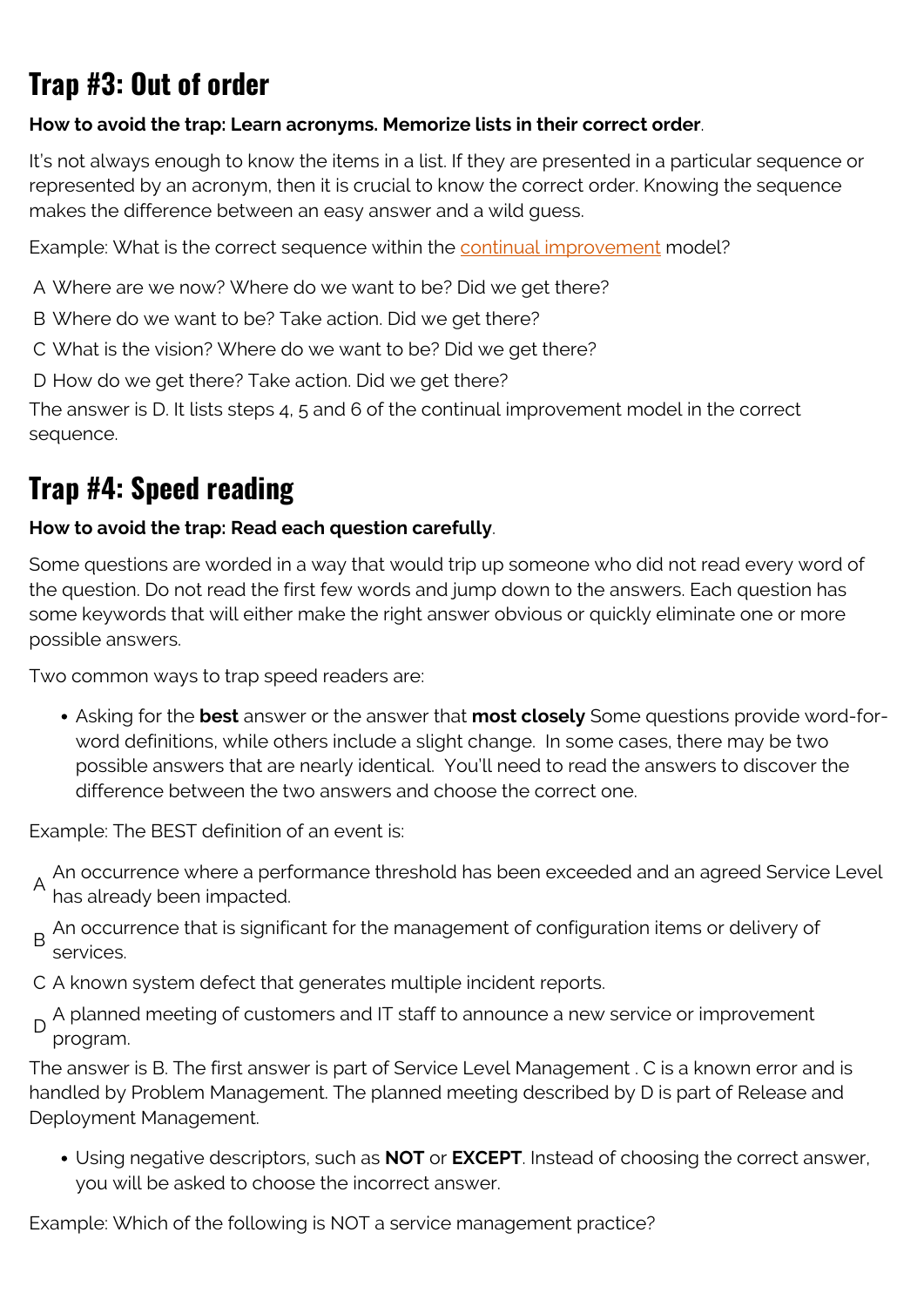## Trap #3: Out of order

**How to avoid the trap: Learn acronyms. Memorize lists in their correct order**.

It's not always enough to know the items in a list. If they are presented in a particular sequence or represented by an acronym, then it is crucial to know the correct order. Knowing the sequence makes the difference between an easy answer and a wild guess.

Example: What is the correct sequence within the continual improvement model?

A Where are we now? Where do we want to be? Did we get there?

B Where do we want to be? Take action. Did we get there?

C What is the vision? Where do we want to be? Did we get there?

D How do we get there? Take action. Did we get there?

The answer is D. It lists steps 4, 5 and 6 of the continual improvement model in the correct sequence.

## Trap #4: Speed reading

**How to avoid the trap: Read each question carefully**.

Some questions are worded in a way that would trip up someone who did not read every word of the question. Do not read the first few words and jump down to the answers. Each question has some keywords that will either make the right answer obvious or quickly eliminate one or more possible answers.

Two common ways to trap speed readers are:

- Asking for the **best** answer or the answer that **most closely** Some questions provide word-for-word definitions, while others include a slight change. In some cases, there may be two possible answers that are nearly identical. You'll need to read the answers to discover the difference between the two answers and choose the correct one.

Example: The BEST definition of an event is:

A An occurrence where a performance threshold has been exceeded and an agreed Service Level has already been impacted.

B An occurrence that is significant for the management of configuration items or delivery of services.

C A known system defect that generates multiple incident reports.

D A planned meeting of customers and IT staff to announce a new service or improvement program.

The answer is B. The first answer is part of Service Level Management . C is a known error and is handled by Problem Management. The planned meeting described by D is part of Release and Deployment Management.

- Using negative descriptors, such as **NOT** or **EXCEPT**. Instead of choosing the correct answer, you will be asked to choose the incorrect answer.

Example: Which of the following is NOT a service management practice?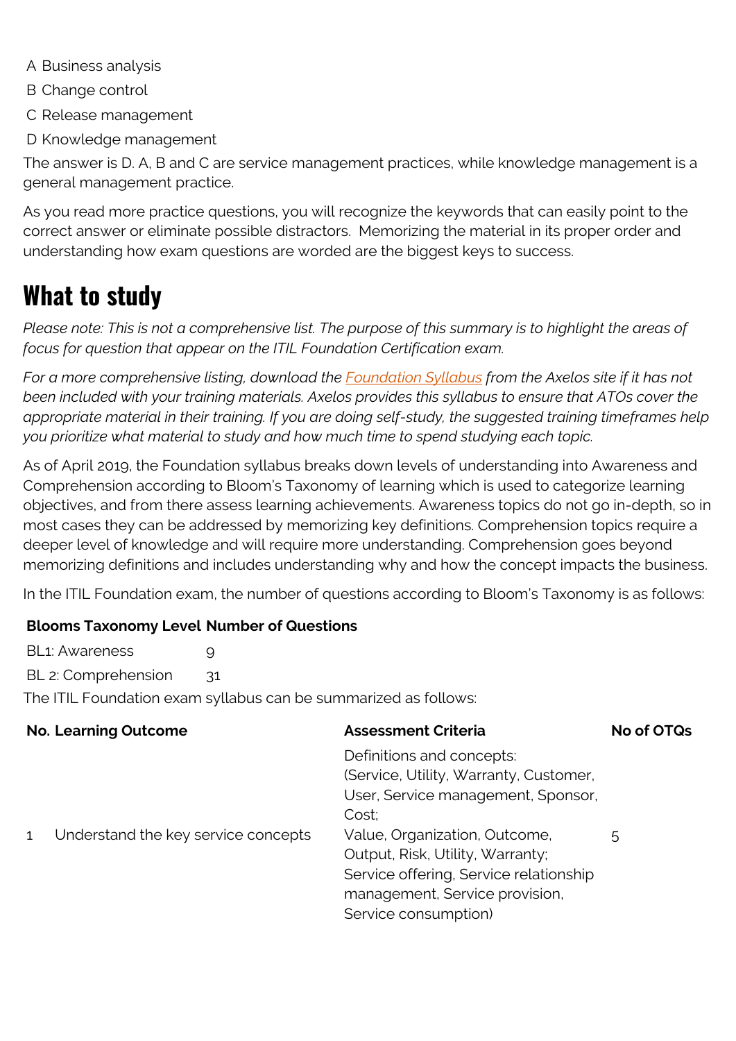A Business analysis

B Change control

C Release management

D Knowledge management

The answer is D. A, B and C are service management practices, while knowledge management is a general management practice.

As you read more practice questions, you will recognize the keywords that can easily point to the correct answer or eliminate possible distractors. Memorizing the material in its proper order and understanding how exam questions are worded are the biggest keys to success.

# What to study

*Please note: This is not a comprehensive list. The purpose of this summary is to highlight the areas of focus for question that appear on the ITIL Foundation Certification exam.*

*For a more comprehensive listing, download the Foundation Syllabus from the Axelos site if it has not been included with your training materials. Axelos provides this syllabus to ensure that ATOs cover the appropriate material in their training. If you are doing self-study, the suggested training timeframes help you prioritize what material to study and how much time to spend studying each topic.*

As of April 2019, the Foundation syllabus breaks down levels of understanding into Awareness and Comprehension according to Bloom's Taxonomy of learning which is used to categorize learning objectives, and from there assess learning achievements. Awareness topics do not go in-depth, so in most cases they can be addressed by memorizing key definitions. Comprehension topics require a deeper level of knowledge and will require more understanding. Comprehension goes beyond memorizing definitions and includes understanding why and how the concept impacts the business.

In the ITIL Foundation exam, the number of questions according to Bloom's Taxonomy is as follows:

| Blooms Taxonomy Level | Number of Questions |
|---|---|
| BL1: Awareness | 9 |
| BL 2: Comprehension | 31 |

The ITIL Foundation exam syllabus can be summarized as follows:

| No. | Learning Outcome | Assessment Criteria | No of OTQs |
|---|---|---|---|
| 1 | Understand the key service concepts | Definitions and concepts: (Service, Utility, Warranty, Customer, User, Service management, Sponsor, Cost; Value, Organization, Outcome, Output, Risk, Utility, Warranty; Service offering, Service relationship management, Service provision, Service consumption) | 5 |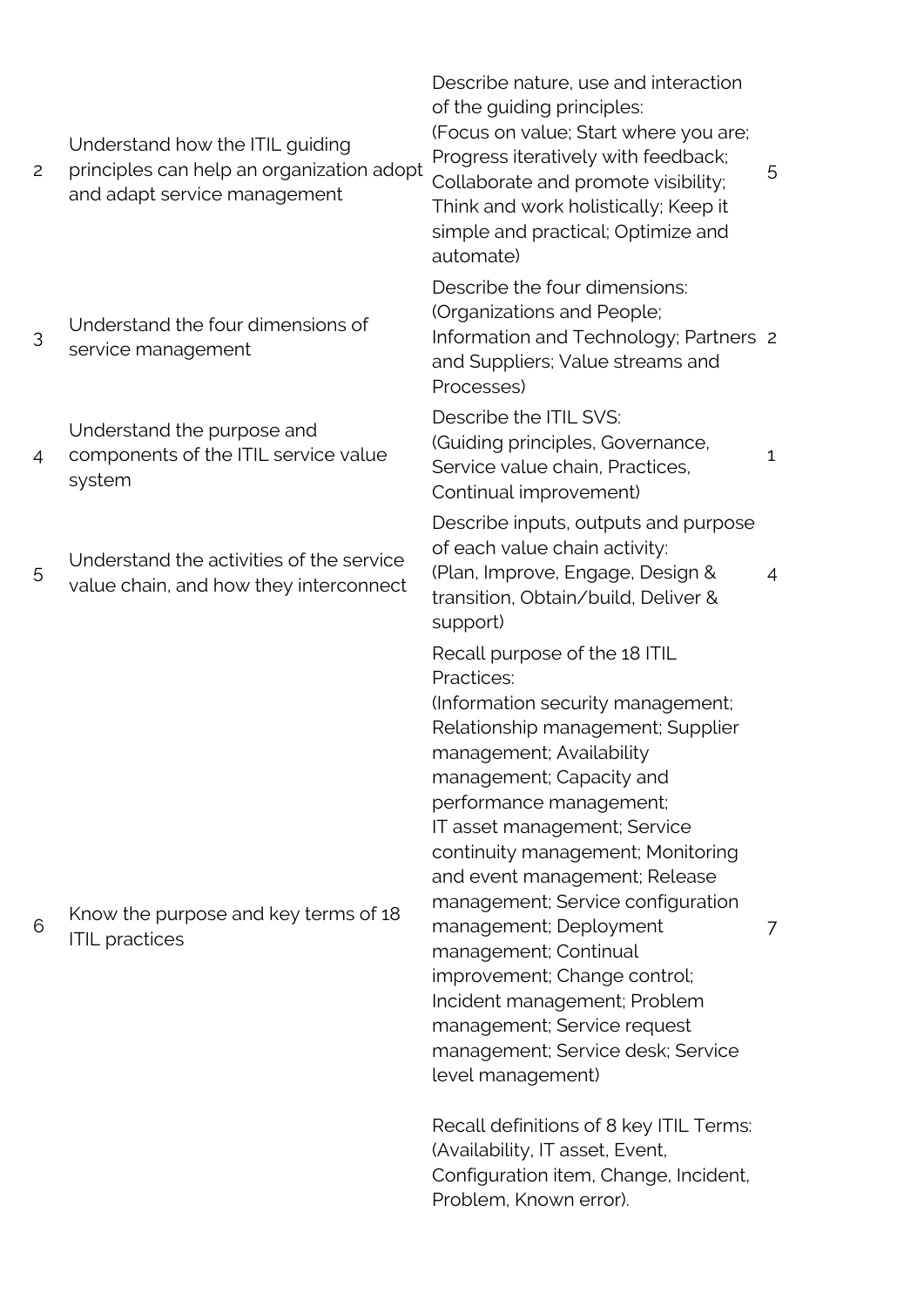| | | | |
|---|---|---|---|
| 2 | Understand how the ITIL guiding principles can help an organization adopt and adapt service management | Describe nature, use and interaction of the guiding principles:<br>(Focus on value; Start where you are; Progress iteratively with feedback; Collaborate and promote visibility; Think and work holistically; Keep it simple and practical; Optimize and automate) | 5 |
| 3 | Understand the four dimensions of service management | Describe the four dimensions:<br>(Organizations and People; Information and Technology; Partners and Suppliers; Value streams and Processes) | 2 |
| 4 | Understand the purpose and components of the ITIL service value system | Describe the ITIL SVS:<br>(Guiding principles, Governance, Service value chain, Practices, Continual improvement) | 1 |
| 5 | Understand the activities of the service value chain, and how they interconnect | Describe inputs, outputs and purpose of each value chain activity:<br>(Plan, Improve, Engage, Design & transition, Obtain/build, Deliver & support) | 4 |
| 6 | Know the purpose and key terms of 18 ITIL practices | Recall purpose of the 18 ITIL Practices:<br>(Information security management; Relationship management; Supplier management; Availability management; Capacity and performance management;<br>IT asset management; Service continuity management; Monitoring and event management; Release management; Service configuration management; Deployment management; Continual improvement; Change control; Incident management; Problem management; Service request management; Service desk; Service level management)<br><br>Recall definitions of 8 key ITIL Terms:<br>(Availability, IT asset, Event, Configuration item, Change, Incident, Problem, Known error). | 7 |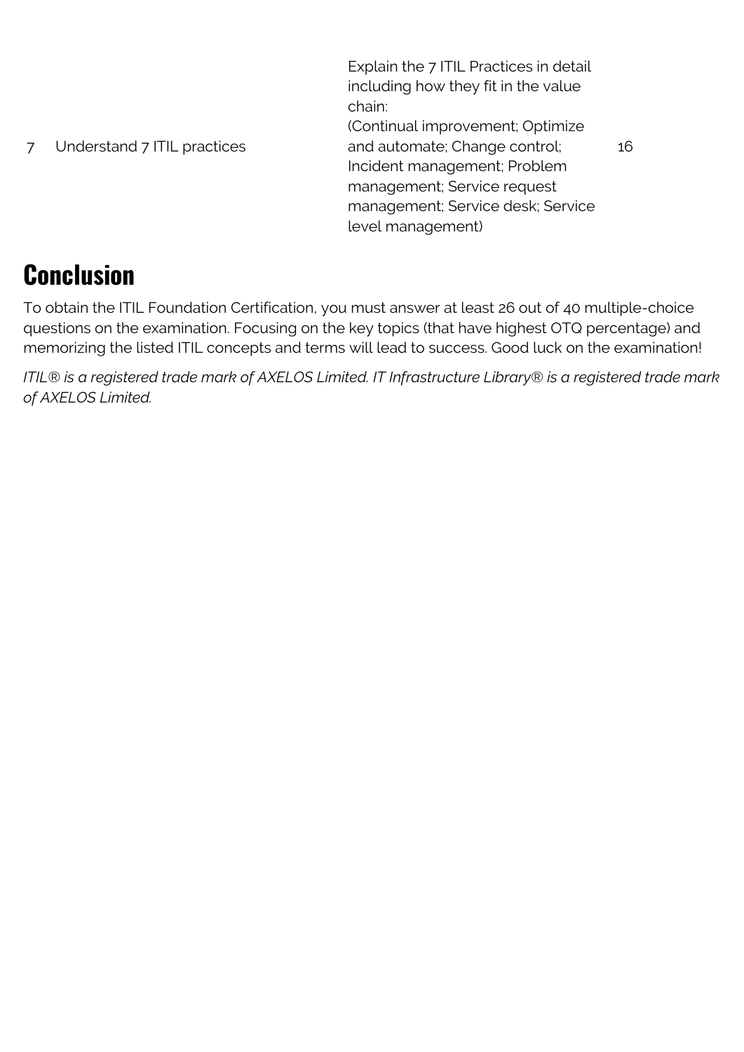| | | | |
|---|---|---|---|
| 7 | Understand 7 ITIL practices | Explain the 7 ITIL Practices in detail including how they fit in the value chain: (Continual improvement; Optimize and automate; Change control; Incident management; Problem management; Service request management; Service desk; Service level management) | 16 |

## Conclusion

To obtain the ITIL Foundation Certification, you must answer at least 26 out of 40 multiple-choice questions on the examination. Focusing on the key topics (that have highest OTQ percentage) and memorizing the listed ITIL concepts and terms will lead to success. Good luck on the examination!

*ITIL® is a registered trade mark of AXELOS Limited. IT Infrastructure Library® is a registered trade mark of AXELOS Limited.*